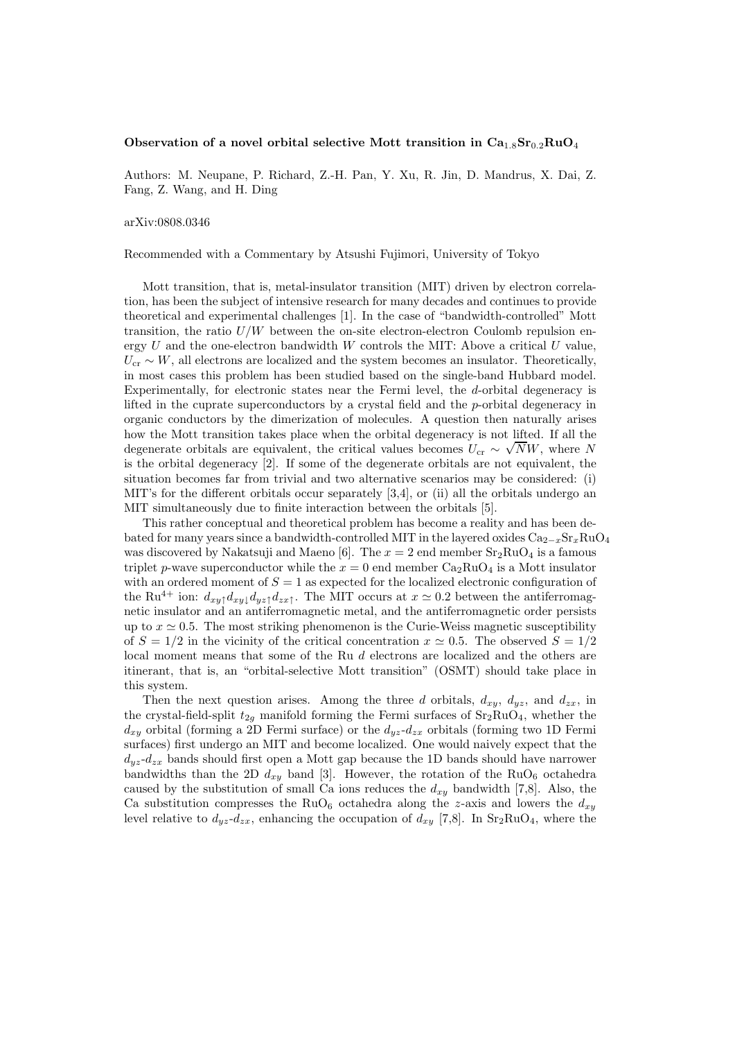**Observation of a novel orbital selective Mott transition in $Ca_{1.8}Sr_{0.2}RuO_4$**

Authors: M. Neupane, P. Richard, Z.-H. Pan, Y. Xu, R. Jin, D. Mandrus, X. Dai, Z. Fang, Z. Wang, and H. Ding

arXiv:0808.0346

Recommended with a Commentary by Atsushi Fujimori, University of Tokyo

Mott transition, that is, metal-insulator transition (MIT) driven by electron correlation, has been the subject of intensive research for many decades and continues to provide theoretical and experimental challenges [1]. In the case of "bandwidth-controlled" Mott transition, the ratio $U/W$ between the on-site electron-electron Coulomb repulsion energy $U$ and the one-electron bandwidth $W$ controls the MIT: Above a critical $U$ value, $U_{\rm cr} \sim W$, all electrons are localized and the system becomes an insulator. Theoretically, in most cases this problem has been studied based on the single-band Hubbard model. Experimentally, for electronic states near the Fermi level, the $d$-orbital degeneracy is lifted in the cuprate superconductors by a crystal field and the $p$-orbital degeneracy in organic conductors by the dimerization of molecules. A question then naturally arises how the Mott transition takes place when the orbital degeneracy is not lifted. If all the degenerate orbitals are equivalent, the critical values becomes $U_{\rm cr} \sim \sqrt{N}W$, where $N$ is the orbital degeneracy [2]. If some of the degenerate orbitals are not equivalent, the situation becomes far from trivial and two alternative scenarios may be considered: (i) MIT's for the different orbitals occur separately [3,4], or (ii) all the orbitals undergo an MIT simultaneously due to finite interaction between the orbitals [5].

This rather conceptual and theoretical problem has become a reality and has been debated for many years since a bandwidth-controlled MIT in the layered oxides $Ca_{2-x}Sr_xRuO_4$ was discovered by Nakatsuji and Maeno [6]. The $x = 2$ end member $Sr_2RuO_4$ is a famous triplet $p$-wave superconductor while the $x = 0$ end member $Ca_2RuO_4$ is a Mott insulator with an ordered moment of $S = 1$ as expected for the localized electronic configuration of the $Ru^{4+}$ ion: $d_{xy\uparrow}d_{xy\downarrow}d_{yz\uparrow}d_{zx\uparrow}$. The MIT occurs at $x \simeq 0.2$ between the antiferromagnetic insulator and an antiferromagnetic metal, and the antiferromagnetic order persists up to $x \simeq 0.5$. The most striking phenomenon is the Curie-Weiss magnetic susceptibility of $S = 1/2$ in the vicinity of the critical concentration $x \simeq 0.5$. The observed $S = 1/2$ local moment means that some of the Ru $d$ electrons are localized and the others are itinerant, that is, an "orbital-selective Mott transition" (OSMT) should take place in this system.

Then the next question arises. Among the three $d$ orbitals, $d_{xy}$, $d_{yz}$, and $d_{zx}$, in the crystal-field-split $t_{2g}$ manifold forming the Fermi surfaces of $Sr_2RuO_4$, whether the $d_{xy}$ orbital (forming a 2D Fermi surface) or the $d_{yz}$-$d_{zx}$ orbitals (forming two 1D Fermi surfaces) first undergo an MIT and become localized. One would naively expect that the $d_{yz}$-$d_{zx}$ bands should first open a Mott gap because the 1D bands should have narrower bandwidths than the 2D $d_{xy}$ band [3]. However, the rotation of the $RuO_6$ octahedra caused by the substitution of small Ca ions reduces the $d_{xy}$ bandwidth [7,8]. Also, the Ca substitution compresses the $RuO_6$ octahedra along the $z$-axis and lowers the $d_{xy}$ level relative to $d_{yz}$-$d_{zx}$, enhancing the occupation of $d_{xy}$ [7,8]. In $Sr_2RuO_4$, where the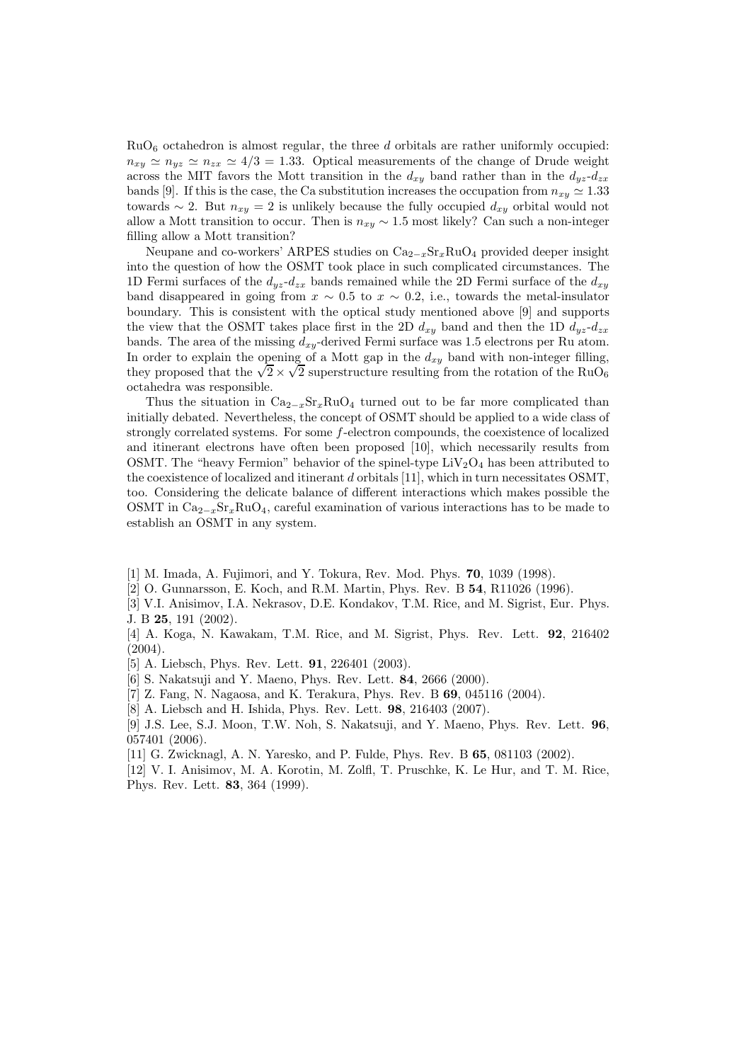$RuO_6$ octahedron is almost regular, the three $d$ orbitals are rather uniformly occupied: $n_{xy} \simeq n_{yz} \simeq n_{zx} \simeq 4/3 = 1.33$. Optical measurements of the change of Drude weight across the MIT favors the Mott transition in the $d_{xy}$ band rather than in the $d_{yz}$-$d_{zx}$ bands [9]. If this is the case, the Ca substitution increases the occupation from $n_{xy} \simeq 1.33$ towards $\sim 2$. But $n_{xy} = 2$ is unlikely because the fully occupied $d_{xy}$ orbital would not allow a Mott transition to occur. Then is $n_{xy} \sim 1.5$ most likely? Can such a non-integer filling allow a Mott transition?

Neupane and co-workers' ARPES studies on $Ca_{2-x}Sr_xRuO_4$ provided deeper insight into the question of how the OSMT took place in such complicated circumstances. The 1D Fermi surfaces of the $d_{yz}$-$d_{zx}$ bands remained while the 2D Fermi surface of the $d_{xy}$ band disappeared in going from $x \sim 0.5$ to $x \sim 0.2$, i.e., towards the metal-insulator boundary. This is consistent with the optical study mentioned above [9] and supports the view that the OSMT takes place first in the 2D $d_{xy}$ band and then the 1D $d_{yz}$-$d_{zx}$ bands. The area of the missing $d_{xy}$-derived Fermi surface was 1.5 electrons per Ru atom. In order to explain the opening of a Mott gap in the $d_{xy}$ band with non-integer filling, they proposed that the $\sqrt{2} \times \sqrt{2}$ superstructure resulting from the rotation of the $RuO_6$ octahedra was responsible.

Thus the situation in $Ca_{2-x}Sr_xRuO_4$ turned out to be far more complicated than initially debated. Nevertheless, the concept of OSMT should be applied to a wide class of strongly correlated systems. For some $f$-electron compounds, the coexistence of localized and itinerant electrons have often been proposed [10], which necessarily results from OSMT. The "heavy Fermion" behavior of the spinel-type $LiV_2O_4$ has been attributed to the coexistence of localized and itinerant $d$ orbitals [11], which in turn necessitates OSMT, too. Considering the delicate balance of different interactions which makes possible the OSMT in $Ca_{2-x}Sr_xRuO_4$, careful examination of various interactions has to be made to establish an OSMT in any system.

[1] M. Imada, A. Fujimori, and Y. Tokura, Rev. Mod. Phys. **70**, 1039 (1998).

[2] O. Gunnarsson, E. Koch, and R.M. Martin, Phys. Rev. B **54**, R11026 (1996).

[3] V.I. Anisimov, I.A. Nekrasov, D.E. Kondakov, T.M. Rice, and M. Sigrist, Eur. Phys. J. B **25**, 191 (2002).

[4] A. Koga, N. Kawakam, T.M. Rice, and M. Sigrist, Phys. Rev. Lett. **92**, 216402 (2004).

[5] A. Liebsch, Phys. Rev. Lett. **91**, 226401 (2003).

[6] S. Nakatsuji and Y. Maeno, Phys. Rev. Lett. **84**, 2666 (2000).

[7] Z. Fang, N. Nagaosa, and K. Terakura, Phys. Rev. B **69**, 045116 (2004).

[8] A. Liebsch and H. Ishida, Phys. Rev. Lett. **98**, 216403 (2007).

[9] J.S. Lee, S.J. Moon, T.W. Noh, S. Nakatsuji, and Y. Maeno, Phys. Rev. Lett. **96**, 057401 (2006).

[11] G. Zwicknagl, A. N. Yaresko, and P. Fulde, Phys. Rev. B **65**, 081103 (2002).

[12] V. I. Anisimov, M. A. Korotin, M. Zolfl, T. Pruschke, K. Le Hur, and T. M. Rice, Phys. Rev. Lett. **83**, 364 (1999).